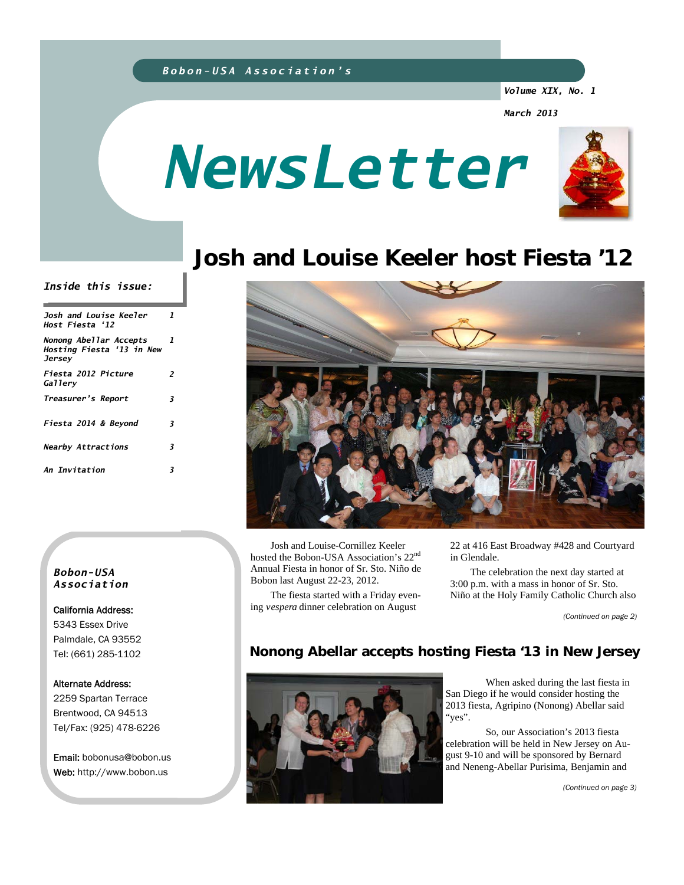*Bobon-USA Association's*

*Volume XIX, No. 1*

*March 2013*

# NewsLetter

## Josh and Louise Keeler host Fiesta '12

***Inside this issue:***

| | |
|---|---|
| *Josh and Louise Keeler Host Fiesta '12* | *1* |
| *Nonong Abellar Accepts Hosting Fiesta '13 in New Jersey* | *1* |
| *Fiesta 2012 Picture Gallery* | *2* |
| *Treasurer's Report* | *3* |
| *Fiesta 2014 & Beyond* | *3* |
| *Nearby Attractions* | *3* |
| *An Invitation* | *3* |

Josh and Louise-Cornillez Keeler hosted the Bobon-USA Association's 22nd Annual Fiesta in honor of Sr. Sto. Niño de Bobon last August 22-23, 2012.

The fiesta started with a Friday evening *vespera* dinner celebration on August 22 at 416 East Broadway #428 and Courtyard in Glendale.

The celebration the next day started at 3:00 p.m. with a mass in honor of Sr. Sto. Niño at the Holy Family Catholic Church also

*(Continued on page 2)*

***Bobon-USA Association***

California Address:
5343 Essex Drive
Palmdale, CA 93552
Tel: (661) 285-1102

Alternate Address:
2259 Spartan Terrace
Brentwood, CA 94513
Tel/Fax: (925) 478-6226

Email: bobonusa@bobon.us
Web: http://www.bobon.us

## Nonong Abellar accepts hosting Fiesta '13 in New Jersey

When asked during the last fiesta in San Diego if he would consider hosting the 2013 fiesta, Agripino (Nonong) Abellar said "yes".

So, our Association's 2013 fiesta celebration will be held in New Jersey on August 9-10 and will be sponsored by Bernard and Neneng-Abellar Purisima, Benjamin and

*(Continued on page 3)*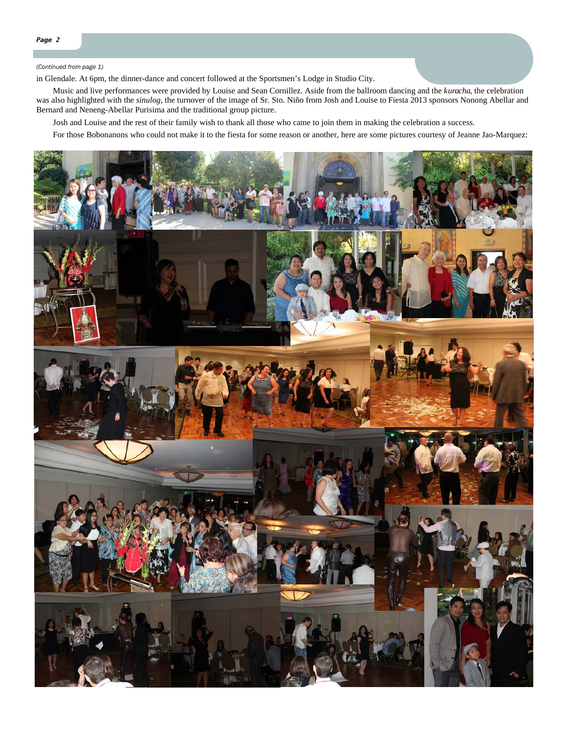*(Continued from page 1)*

in Glendale. At 6pm, the dinner-dance and concert followed at the Sportsmen's Lodge in Studio City.

Music and live performances were provided by Louise and Sean Cornillez. Aside from the ballroom dancing and the *kuracha*, the celebration was also highlighted with the *sinulog*, the turnover of the image of Sr. Sto. Niño from Josh and Louise to Fiesta 2013 sponsors Nonong Abellar and Bernard and Neneng-Abellar Purisima and the traditional group picture.

Josh and Louise and the rest of their family wish to thank all those who came to join them in making the celebration a success.

For those Bobonanons who could not make it to the fiesta for some reason or another, here are some pictures courtesy of Jeanne Jao-Marquez: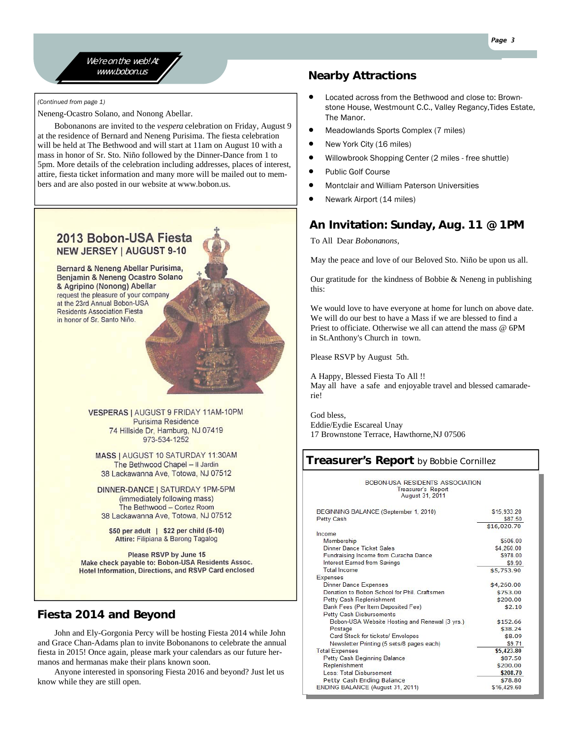We're on the web! At www.bobon.us

*(Continued from page 1)*

Neneng-Ocastro Solano, and Nonong Abellar.

Bobonanons are invited to the *vespera* celebration on Friday, August 9 at the residence of Bernard and Neneng Purisima. The fiesta celebration will be held at The Bethwood and will start at 11am on August 10 with a mass in honor of Sr. Sto. Niño followed by the Dinner-Dance from 1 to 5pm. More details of the celebration including addresses, places of interest, attire, fiesta ticket information and many more will be mailed out to members and are also posted in our website at www.bobon.us.

## 2013 Bobon-USA Fiesta

### NEW JERSEY | AUGUST 9-10

**Bernard & Neneng Abellar Purisima, Benjamin & Neneng Ocastro Solano & Agripino (Nonong) Abellar**
request the pleasure of your company at the 23rd Annual Bobon-USA Residents Association Fiesta in honor of Sr. Santo Niño.

**VESPERAS** | AUGUST 9 FRIDAY 11AM-10PM
Purisima Residence
74 Hillside Dr, Hamburg, NJ 07419
973-534-1252

**MASS** | AUGUST 10 SATURDAY 11:30AM
The Bethwood Chapel – Il Jardin
38 Lackawanna Ave, Totowa, NJ 07512

**DINNER-DANCE** | SATURDAY 1PM-5PM
(immediately following mass)
The Bethwood – Cortez Room
38 Lackawanna Ave, Totowa, NJ 07512

**$50 per adult | $22 per child (5-10)**
**Attire:** Filipiana & Barong Tagalog

**Please RSVP by June 15**
**Make check payable to: Bobon-USA Residents Assoc.**
**Hotel Information, Directions, and RSVP Card enclosed**

## Fiesta 2014 and Beyond

John and Ely-Gorgonia Percy will be hosting Fiesta 2014 while John and Grace Chan-Adams plan to invite Bobonanons to celebrate the annual fiesta in 2015! Once again, please mark your calendars as our future hermanos and hermanas make their plans known soon.

Anyone interested in sponsoring Fiesta 2016 and beyond? Just let us know while they are still open.

## Nearby Attractions

- Located across from the Bethwood and close to: Brownstone House, Westmount C.C., Valley Regancy,Tides Estate, The Manor.
- Meadowlands Sports Complex (7 miles)
- New York City (16 miles)
- Willowbrook Shopping Center (2 miles - free shuttle)
- Public Golf Course
- Montclair and William Paterson Universities
- Newark Airport (14 miles)

## An Invitation: Sunday, Aug. 11 @ 1PM

To All Dear *Bobonanons*,

May the peace and love of our Beloved Sto. Niño be upon us all.

Our gratitude for the kindness of Bobbie & Neneng in publishing this:

We would love to have everyone at home for lunch on above date. We will do our best to have a Mass if we are blessed to find a Priest to officiate. Otherwise we all can attend the mass @ 6PM in St.Anthony's Church in town.

Please RSVP by August 5th.

A Happy, Blessed Fiesta To All !!
May all have a safe and enjoyable travel and blessed camaraderie!

God bless,
Eddie/Eydie Escareal Unay
17 Brownstone Terrace, Hawthorne,NJ 07506

## Treasurer's Report by Bobbie Cornillez

BOBON-USA RESIDENTS ASSOCIATION
Treasurer's Report
August 31, 2011

| | |
|---|---|
| BEGINNING BALANCE (September 1, 2010) | $15,933.20 |
| Petty Cash | $87.50 |
| | $16,020.70 |
| Income | |
| Membership | $506.00 |
| Dinner Dance Ticket Sales | $4,260.00 |
| Fundraising Income from Curacha Dance | $978.00 |
| Interest Earned from Savings | $9.90 |
| Total Income | $5,753.90 |
| Expenses | |
| Dinner Dance Expenses | $4,260.00 |
| Donation to Bobon School for Phil. Craftsmen | $753.00 |
| Petty Cash Replenishment | $200.00 |
| Bank Fees (Per Item Deposited Fee) | $2.10 |
| Petty Cash Disbursements | |
| Bobon-USA Website Hosting and Renewal (3 yrs.) | $152.66 |
| Postage | $38.24 |
| Card Stock for tickets/ Envelopes | $8.09 |
| Newsletter Printing (5 sets/8 pages each) | $9.71 |
| Total Expenses | $5,423.80 |
| Petty Cash Beginning Balance | $87.50 |
| Replenishment | $200.00 |
| Less: Total Disbursement | $208.70 |
| Petty Cash Ending Balance | $78.80 |
| ENDING BALANCE (August 31, 2011) | $16,429.60 |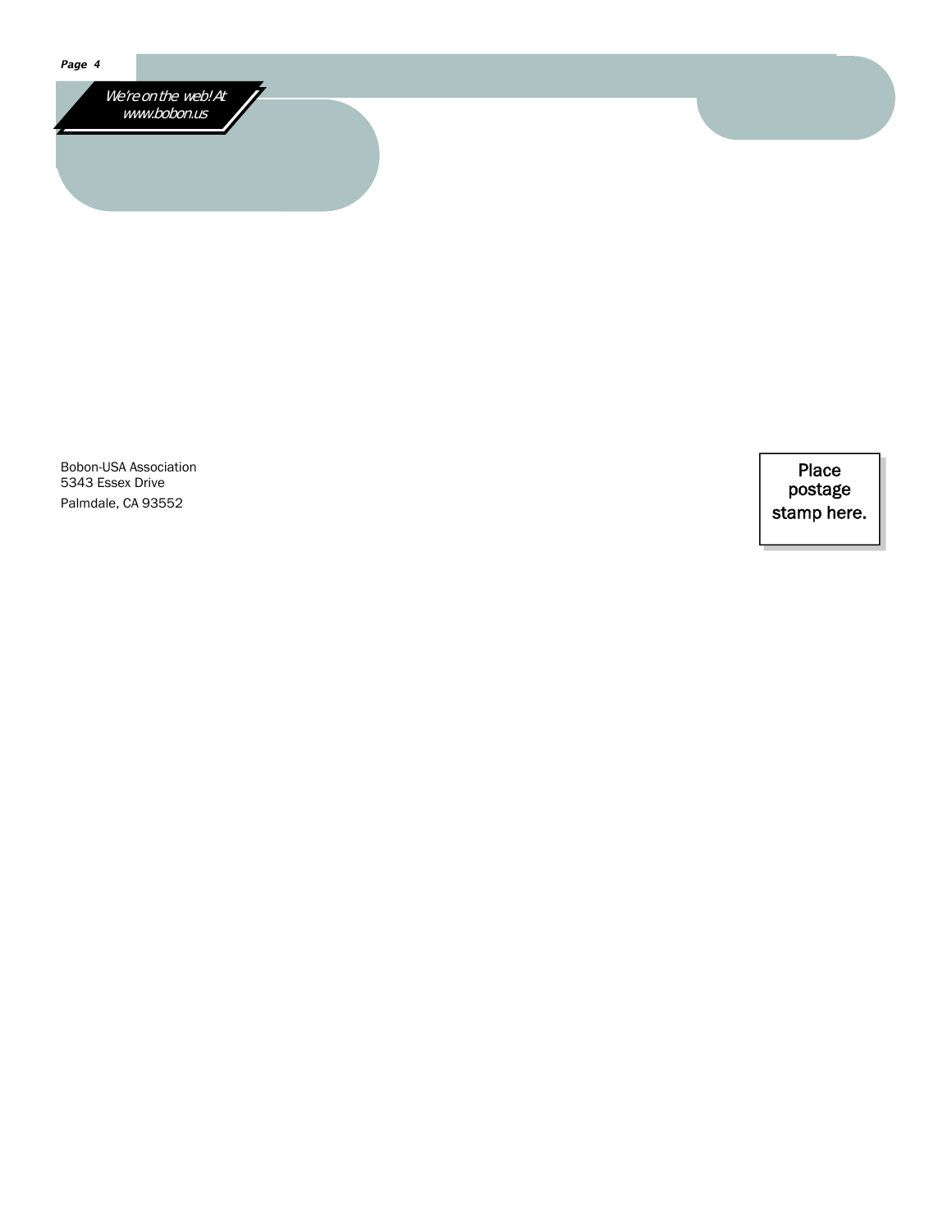*We're on the web! At www.bobon.us*

Bobon-USA Association
5343 Essex Drive
Palmdale, CA 93552

Place postage stamp here.